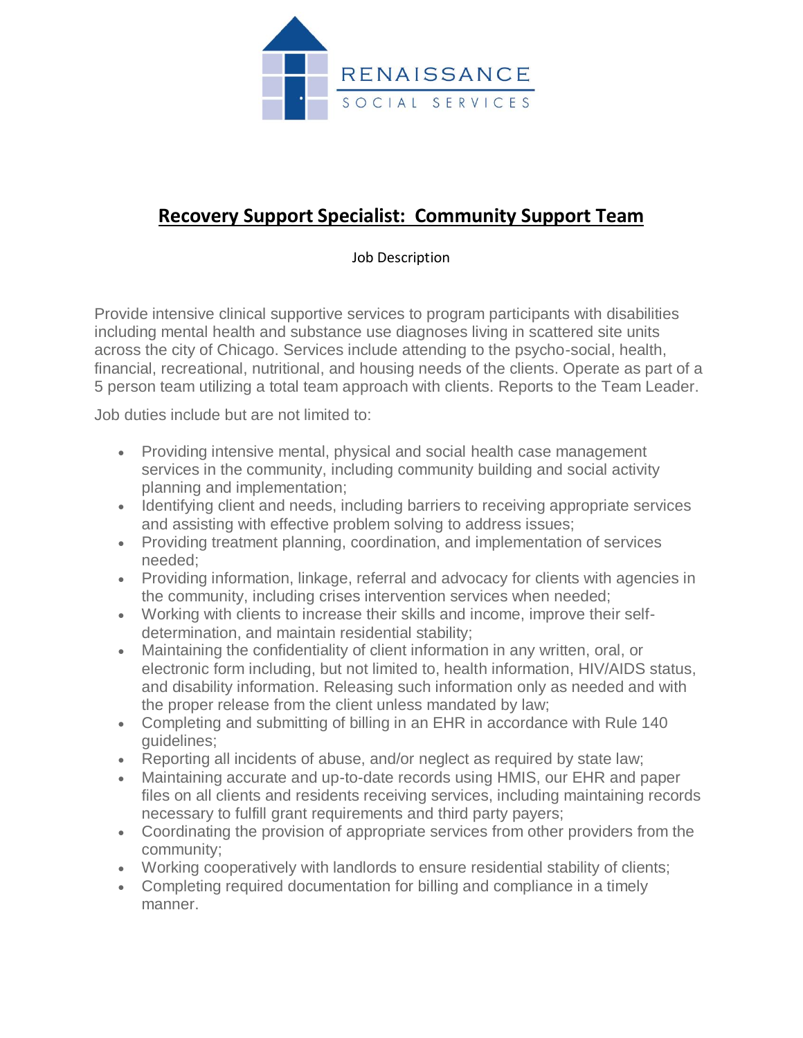RENAISSANCE
SOCIAL SERVICES

# Recovery Support Specialist: Community Support Team

Job Description

Provide intensive clinical supportive services to program participants with disabilities including mental health and substance use diagnoses living in scattered site units across the city of Chicago. Services include attending to the psycho-social, health, financial, recreational, nutritional, and housing needs of the clients. Operate as part of a 5 person team utilizing a total team approach with clients. Reports to the Team Leader.

Job duties include but are not limited to:

- Providing intensive mental, physical and social health case management services in the community, including community building and social activity planning and implementation;
- Identifying client and needs, including barriers to receiving appropriate services and assisting with effective problem solving to address issues;
- Providing treatment planning, coordination, and implementation of services needed;
- Providing information, linkage, referral and advocacy for clients with agencies in the community, including crises intervention services when needed;
- Working with clients to increase their skills and income, improve their self-determination, and maintain residential stability;
- Maintaining the confidentiality of client information in any written, oral, or electronic form including, but not limited to, health information, HIV/AIDS status, and disability information. Releasing such information only as needed and with the proper release from the client unless mandated by law;
- Completing and submitting of billing in an EHR in accordance with Rule 140 guidelines;
- Reporting all incidents of abuse, and/or neglect as required by state law;
- Maintaining accurate and up-to-date records using HMIS, our EHR and paper files on all clients and residents receiving services, including maintaining records necessary to fulfill grant requirements and third party payers;
- Coordinating the provision of appropriate services from other providers from the community;
- Working cooperatively with landlords to ensure residential stability of clients;
- Completing required documentation for billing and compliance in a timely manner.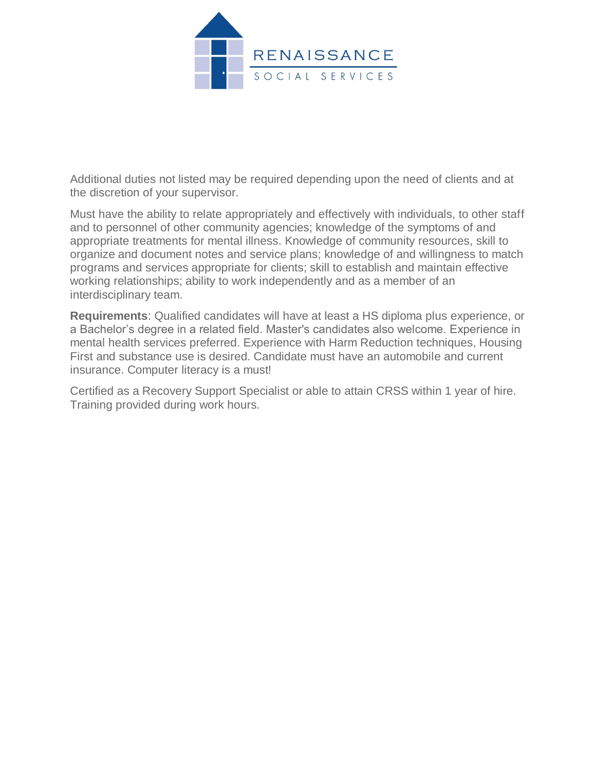Additional duties not listed may be required depending upon the need of clients and at the discretion of your supervisor.

Must have the ability to relate appropriately and effectively with individuals, to other staff and to personnel of other community agencies; knowledge of the symptoms of and appropriate treatments for mental illness. Knowledge of community resources, skill to organize and document notes and service plans; knowledge of and willingness to match programs and services appropriate for clients; skill to establish and maintain effective working relationships; ability to work independently and as a member of an interdisciplinary team.

**Requirements**: Qualified candidates will have at least a HS diploma plus experience, or a Bachelor's degree in a related field. Master's candidates also welcome. Experience in mental health services preferred. Experience with Harm Reduction techniques, Housing First and substance use is desired. Candidate must have an automobile and current insurance. Computer literacy is a must!

Certified as a Recovery Support Specialist or able to attain CRSS within 1 year of hire. Training provided during work hours.